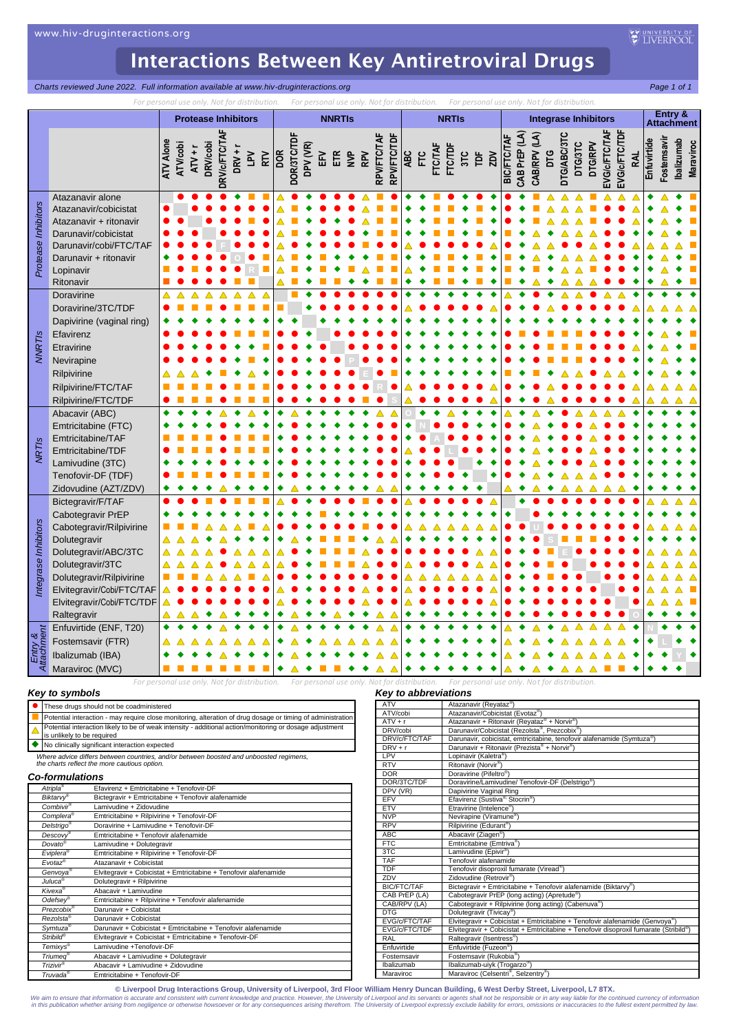# Interactions Between Key Antiretroviral Drugs

*Charts reviewed June 2022. Full information available at www.hiv-druginteractions.org*

*For personal use only. Not for distribution.*

Symbols used in the chart below: ● = These drugs should not be coadministered; ■ = Potential interaction; ▲ = Potential weak interaction; ◆ = No clinically significant interaction expected.

| | | Protease Inhibitors | | | | | | | | NNRTIs | | | | | | | | | NRTIs | | | | | | | Integrase Inhibitors | | | | | | | | | | Entry & Attachment | | | |
|---|---|---|---|---|---|---|---|---|---|---|---|---|---|---|---|---|---|---|---|---|---|---|---|---|---|---|---|---|---|---|---|---|---|---|---|---|---|---|---|
| | | ATV Alone | ATV/cobi | ATV + r | DRV/cobi | DRV/c/FTC/TAF | DRV + r | LPV | RTV | DOR | DOR/3TC/TDF | DPV (VR) | EFV | ETR | NVP | RPV | RPV/FTC/TAF | RPV/FTC/TDF | ABC | FTC | FTC/TAF | FTC/TDF | 3TC | TDF | ZDV | BIC/FTC/TAF | CAB PrEP (LA) | CAB/RPV (LA) | DTG | DTG/ABC/3TC | DTG/3TC | DTG/RPV | EVG/c/FTC/TAF | EVG/c/FTC/TDF | RAL | Enfuvirtide | Fostemsavir | Ibalizumab | Maraviroc |
| Protease Inhibitors | Atazanavir alone | | ● | ● | ● | ● | ◆ | ■ | ■ | ▲ | ● | ◆ | ● | ● | ● | ▲ | ■ | ● | ◆ | ◆ | ■ | ● | ◆ | ● | ◆ | ● | ◆ | ■ | ▲ | ▲ | ▲ | ■ | ▲ | ▲ | ▲ | ◆ | ▲ | ◆ | ■ |
| | Atazanavir/cobicistat | ● | | ● | ● | ● | ● | ● | ● | ▲ | ■ | ◆ | ● | ● | ● | ▲ | ■ | ■ | ◆ | ◆ | ■ | ■ | ◆ | ■ | ◆ | ● | ◆ | ■ | ▲ | ▲ | ▲ | ■ | ● | ● | ▲ | ◆ | ▲ | ◆ | ■ |
| | Atazanavir + ritonavir | ● | ● | | ● | ● | ● | ■ | ● | ▲ | ■ | ◆ | ● | ● | ● | ▲ | ■ | ■ | ◆ | ◆ | ■ | ■ | ◆ | ■ | ◆ | ● | ◆ | ■ | ▲ | ▲ | ▲ | ■ | ● | ● | ▲ | ◆ | ▲ | ◆ | ■ |
| | Darunavir/cobicistat | ● | ● | ● | | ● | ● | ● | ● | ▲ | ■ | ◆ | ● | ● | ● | ◆ | ■ | ■ | ◆ | ◆ | ■ | ■ | ◆ | ■ | ◆ | ■ | ◆ | ▲ | ◆ | ▲ | ▲ | ▲ | ● | ● | ◆ | ◆ | ▲ | ◆ | ■ |
| | Darunavir/cobi/FTC/TAF | ● | ● | ● | ● | F | ● | ● | ● | ▲ | ● | ◆ | ● | ● | ● | ■ | ● | ● | ▲ | ● | ● | ● | ● | ● | ▲ | ● | ◆ | ▲ | ▲ | ● | ● | ▲ | ● | ● | ▲ | ▲ | ▲ | ▲ | ■ |
| | Darunavir + ritonavir | ◆ | ● | ● | ● | ● | O | ● | ● | ▲ | ■ | ◆ | ■ | ◆ | ◆ | ◆ | ■ | ■ | ◆ | ◆ | ■ | ■ | ◆ | ■ | ◆ | ■ | ◆ | ▲ | ◆ | ▲ | ▲ | ▲ | ● | ● | ◆ | ◆ | ▲ | ◆ | ■ |
| | Lopinavir | ■ | ● | ● | ● | ● | ● | R | ■ | ▲ | ■ | ◆ | ■ | ◆ | ■ | ▲ | ■ | ■ | ▲ | ◆ | ■ | ■ | ◆ | ■ | ▲ | ■ | ◆ | ■ | ◆ | ▲ | ▲ | ■ | ● | ● | ◆ | ◆ | ▲ | ◆ | ■ |
| | Ritonavir | ■ | ● | ● | ● | ● | ■ | ■ | | ▲ | ■ | ◆ | ■ | ■ | ◆ | ◆ | ■ | ■ | ◆ | ◆ | ■ | ■ | ◆ | ■ | ◆ | ■ | ◆ | ▲ | ◆ | ▲ | ▲ | ▲ | ● | ● | ◆ | ◆ | ▲ | ◆ | ■ |
| NNRTIs | Doravirine | ▲ | ▲ | ▲ | ▲ | ▲ | ▲ | ▲ | ▲ | | ■ | ◆ | ● | ● | ● | ● | ● | ● | ◆ | ◆ | ◆ | ◆ | ◆ | ◆ | ◆ | ▲ | ◆ | ● | ◆ | ▲ | ▲ | ● | ▲ | ▲ | ◆ | ◆ | ◆ | ◆ | ◆ |
| | Doravirine/3TC/TDF | ● | ■ | ■ | ● | ● | ■ | ■ | ■ | ■ | | ◆ | ● | ● | ● | ● | ● | ● | ▲ | ● | ● | ● | ● | ● | ▲ | ● | ◆ | ● | ▲ | ● | ● | ● | ● | ● | ▲ | ▲ | ▲ | ▲ | ▲ |
| | Dapivirine (vaginal ring) | ◆ | ◆ | ◆ | ◆ | ◆ | ◆ | ◆ | ◆ | ◆ | ◆ | | ◆ | ◆ | ◆ | ◆ | ◆ | ◆ | ◆ | ◆ | ◆ | ◆ | ◆ | ◆ | ◆ | ◆ | ◆ | ◆ | ◆ | ◆ | ◆ | ◆ | ◆ | ◆ | ◆ | ◆ | ◆ | ◆ | ◆ |
| | Efavirenz | ● | ● | ● | ● | ● | ■ | ■ | ■ | ● | ● | ◆ | | ● | ● | ● | ● | ● | ◆ | ◆ | ◆ | ◆ | ◆ | ◆ | ◆ | ● | ■ | ● | ■ | ■ | ■ | ● | ● | ● | ◆ | ◆ | ▲ | ◆ | ■ |
| | Etravirine | ● | ● | ◆ | ● | ● | ◆ | ◆ | ■ | ● | ● | ◆ | ● | | ● | ● | ● | ● | ◆ | ◆ | ◆ | ◆ | ◆ | ◆ | ◆ | ● | ■ | ● | ■ | ■ | ■ | ● | ● | ● | ▲ | ◆ | ▲ | ◆ | ■ |
| | Nevirapine | ● | ● | ● | ● | ● | ◆ | ■ | ◆ | ● | ● | ◆ | ● | ● | P | ● | ● | ● | ◆ | ◆ | ◆ | ◆ | ◆ | ◆ | ◆ | ● | ■ | ● | ■ | ■ | ■ | ● | ● | ● | ◆ | ◆ | ▲ | ◆ | ◆ |
| | Rilpivirine | ▲ | ▲ | ▲ | ◆ | ■ | ◆ | ▲ | ◆ | ● | ● | ◆ | ● | ● | ● | E | ● | ● | ◆ | ◆ | ◆ | ◆ | ◆ | ◆ | ◆ | ■ | ◆ | ■ | ◆ | ▲ | ▲ | ● | ▲ | ▲ | ◆ | ◆ | ▲ | ◆ | ◆ |
| | Rilpivirine/FTC/TAF | ■ | ■ | ■ | ■ | ● | ■ | ■ | ■ | ● | ● | ◆ | ● | ● | ● | ● | R | ● | ▲ | ● | ● | ● | ● | ● | ▲ | ● | ◆ | ● | ▲ | ● | ● | ● | ● | ● | ▲ | ▲ | ▲ | ▲ | ▲ |
| | Rilpivirine/FTC/TDF | ● | ■ | ■ | ● | ● | ■ | ■ | ■ | ● | ● | ◆ | ● | ● | ● | ● | ● | S | ▲ | ● | ● | ● | ● | ● | ▲ | ● | ◆ | ● | ▲ | ● | ● | ● | ● | ● | ▲ | ▲ | ▲ | ▲ | ▲ |
| NRTIs | Abacavir (ABC) | ◆ | ◆ | ◆ | ◆ | ▲ | ◆ | ▲ | ◆ | ◆ | ▲ | ◆ | ◆ | ◆ | ◆ | ◆ | ▲ | ▲ | O | ◆ | ◆ | ▲ | ◆ | ◆ | ◆ | ▲ | ◆ | ▲ | ◆ | ● | ▲ | ▲ | ▲ | ▲ | ◆ | ◆ | ◆ | ◆ | ◆ |
| | Emtricitabine (FTC) | ◆ | ◆ | ◆ | ◆ | ● | ◆ | ◆ | ◆ | ◆ | ● | ◆ | ◆ | ◆ | ◆ | ◆ | ● | ● | ◆ | N | ● | ● | ● | ◆ | ◆ | ● | ◆ | ▲ | ◆ | ● | ● | ▲ | ● | ● | ◆ | ◆ | ◆ | ◆ | ◆ |
| | Emtricitabine/TAF | ■ | ■ | ■ | ■ | ● | ■ | ■ | ■ | ◆ | ● | ◆ | ◆ | ◆ | ◆ | ◆ | ● | ● | ◆ | ● | A | ● | ● | ● | ◆ | ● | ◆ | ▲ | ◆ | ● | ● | ▲ | ● | ● | ◆ | ◆ | ◆ | ◆ | ◆ |
| | Emtricitabine/TDF | ● | ■ | ■ | ● | ● | ■ | ■ | ■ | ◆ | ● | ◆ | ◆ | ◆ | ◆ | ◆ | ● | ● | ▲ | ● | ● | L | ● | ● | ◆ | ● | ◆ | ▲ | ◆ | ● | ● | ▲ | ● | ● | ◆ | ◆ | ◆ | ◆ | ◆ |
| | Lamivudine (3TC) | ◆ | ◆ | ◆ | ◆ | ● | ◆ | ◆ | ◆ | ◆ | ● | ◆ | ◆ | ◆ | ◆ | ◆ | ● | ● | ◆ | ● | ● | ● | | ◆ | ◆ | ● | ◆ | ▲ | ◆ | ● | ● | ▲ | ● | ● | ◆ | ◆ | ◆ | ◆ | ◆ |
| | Tenofovir-DF (TDF) | ● | ■ | ■ | ● | ● | ■ | ■ | ■ | ◆ | ● | ◆ | ◆ | ◆ | ◆ | ◆ | ● | ● | ◆ | ◆ | ● | ● | ◆ | | ◆ | ● | ◆ | ▲ | ◆ | ▲ | ▲ | ▲ | ● | ● | ◆ | ◆ | ◆ | ◆ | ◆ |
| | Zidovudine (AZT/ZDV) | ◆ | ◆ | ◆ | ◆ | ▲ | ◆ | ◆ | ◆ | ◆ | ▲ | ◆ | ◆ | ◆ | ◆ | ◆ | ▲ | ▲ | ◆ | ◆ | ◆ | ◆ | ◆ | ◆ | | ▲ | ◆ | ▲ | ◆ | ▲ | ▲ | ▲ | ▲ | ▲ | ◆ | ◆ | ◆ | ◆ | ◆ |
| Integrase Inhibitors | Bictegravir/F/TAF | ● | ● | ● | ■ | ● | ■ | ■ | ■ | ▲ | ● | ◆ | ● | ● | ● | ■ | ● | ● | ▲ | ● | ● | ● | ● | ● | ▲ | | ◆ | ● | ● | ● | ● | ● | ● | ● | ● | ▲ | ▲ | ▲ | ▲ |
| | Cabotegravir PrEP | ◆ | ◆ | ◆ | ◆ | ◆ | ◆ | ◆ | ◆ | ◆ | ◆ | ◆ | ■ | ◆ | ◆ | ◆ | ◆ | ◆ | ◆ | ◆ | ◆ | ◆ | ◆ | ◆ | ◆ | ◆ | | ● | ◆ | ◆ | ◆ | ◆ | ◆ | ◆ | ◆ | ◆ | ◆ | ◆ | ◆ |
| | Cabotegravir/Rilpivirine | ■ | ■ | ■ | ▲ | ▲ | ▲ | ■ | ▲ | ● | ● | ◆ | ● | ● | ● | ● | ● | ● | ▲ | ▲ | ▲ | ▲ | ▲ | ▲ | ▲ | ● | ● | U | ● | ● | ● | ● | ● | ● | ● | ▲ | ▲ | ▲ | ▲ |
| | Dolutegravir | ▲ | ▲ | ▲ | ◆ | ▲ | ◆ | ◆ | ◆ | ◆ | ▲ | ◆ | ■ | ■ | ■ | ◆ | ▲ | ▲ | ◆ | ◆ | ◆ | ◆ | ◆ | ◆ | ◆ | ● | ◆ | ● | S | ■ | ■ | ■ | ● | ● | ◆ | ◆ | ◆ | ◆ | ◆ |
| | Dolutegravir/ABC/3TC | ▲ | ▲ | ▲ | ▲ | ● | ▲ | ▲ | ▲ | ▲ | ● | ◆ | ■ | ■ | ■ | ▲ | ● | ● | ● | ● | ● | ● | ● | ▲ | ▲ | ● | ◆ | ● | ■ | E | ● | ● | ● | ● | ● | ▲ | ▲ | ▲ | ▲ |
| | Dolutegravir/3TC | ▲ | ▲ | ▲ | ▲ | ● | ▲ | ▲ | ▲ | ▲ | ● | ◆ | ■ | ■ | ■ | ▲ | ● | ● | ▲ | ● | ● | ● | ● | ▲ | ▲ | ● | ◆ | ● | ■ | ● | | ● | ● | ● | ● | ▲ | ▲ | ▲ | ▲ |
| | Dolutegravir/Rilpivirine | ■ | ■ | ▲ | ▲ | ● | ▲ | ■ | ▲ | ● | ● | ◆ | ● | ● | ● | ● | ● | ● | ▲ | ▲ | ▲ | ▲ | ▲ | ▲ | ▲ | ● | ◆ | ● | ● | ● | ● | | ● | ● | ● | ▲ | ▲ | ▲ | ▲ |
| | Elvitegravir/Cobi/FTC/TAF | ▲ | ● | ● | ● | ● | ● | ● | ● | ▲ | ● | ◆ | ● | ● | ● | ■ | ● | ● | ▲ | ● | ● | ● | ● | ● | ▲ | ● | ◆ | ● | ● | ● | ● | ● | | ● | ● | ▲ | ▲ | ▲ | ■ |
| | Elvitegravir/Cobi/FTC/TDF | ▲ | ● | ● | ● | ● | ● | ● | ● | ▲ | ● | ◆ | ● | ● | ● | ▲ | ● | ● | ▲ | ● | ● | ● | ● | ● | ▲ | ● | ◆ | ● | ● | ● | ● | ● | ● | | ● | ▲ | ▲ | ▲ | ■ |
| | Raltegravir | ▲ | ▲ | ▲ | ◆ | ▲ | ◆ | ◆ | ◆ | ◆ | ▲ | ◆ | ◆ | ▲ | ◆ | ◆ | ▲ | ▲ | ◆ | ◆ | ◆ | ◆ | ◆ | ◆ | ◆ | ● | ◆ | ● | ● | ● | ● | ● | ● | ● | O | ◆ | ◆ | ◆ | ◆ |
| Entry & Attachment | Enfuvirtide (ENF, T20) | ◆ | ◆ | ◆ | ◆ | ▲ | ◆ | ◆ | ◆ | ◆ | ▲ | ◆ | ◆ | ◆ | ◆ | ◆ | ▲ | ▲ | ◆ | ◆ | ◆ | ◆ | ◆ | ◆ | ◆ | ▲ | ◆ | ▲ | ◆ | ▲ | ▲ | ▲ | ▲ | ▲ | ◆ | N | ◆ | ◆ | ◆ |
| | Fostemsavir (FTR) | ▲ | ▲ | ▲ | ▲ | ▲ | ▲ | ▲ | ▲ | ◆ | ▲ | ◆ | ▲ | ▲ | ▲ | ▲ | ▲ | ▲ | ◆ | ◆ | ◆ | ◆ | ◆ | ◆ | ◆ | ▲ | ◆ | ▲ | ◆ | ▲ | ▲ | ▲ | ▲ | ▲ | ◆ | ◆ | L | ◆ | ◆ |
| | Ibalizumab (IBA) | ◆ | ◆ | ◆ | ◆ | ▲ | ◆ | ◆ | ◆ | ◆ | ▲ | ◆ | ◆ | ◆ | ◆ | ◆ | ▲ | ▲ | ◆ | ◆ | ◆ | ◆ | ◆ | ◆ | ◆ | ▲ | ◆ | ▲ | ◆ | ▲ | ▲ | ▲ | ▲ | ▲ | ◆ | ◆ | ◆ | Y | ◆ |
| | Maraviroc (MVC) | ■ | ■ | ■ | ■ | ■ | ■ | ■ | ■ | ◆ | ▲ | ◆ | ■ | ■ | ◆ | ◆ | ▲ | ▲ | ◆ | ◆ | ◆ | ◆ | ◆ | ◆ | ◆ | ▲ | ◆ | ▲ | ◆ | ▲ | ▲ | ▲ | ■ | ■ | ◆ | ◆ | ◆ | ◆ | |

*For personal use only. Not for distribution.*

## Key to symbols

| Symbol | Meaning |
|---|---|
| ● | These drugs should not be coadministered |
| ■ | Potential interaction - may require close monitoring, alteration of drug dosage or timing of administration |
| ▲ | Potential interaction likely to be of weak intensity - additional action/monitoring or dosage adjustment is unlikely to be required |
| ◆ | No clinically significant interaction expected |

*Where advice differs between countries, and/or between boosted and unboosted regimens, the charts reflect the more cautious option.*

## Co-formulations

| | |
|---|---|
| *Atripla®* | Efavirenz + Emtricitabine + Tenofovir-DF |
| *Biktarvy®* | Bictegravir + Emtricitabine + Tenofovir alafenamide |
| *Combivir®* | Lamivudine + Zidovudine |
| *Complera®* | Emtricitabine + Rilpivirine + Tenofovir-DF |
| *Delstrigo®* | Doravirine + Lamivudine + Tenofovir-DF |
| *Descovy®* | Emtricitabine + Tenofovir alafenamide |
| *Dovato®* | Lamivudine + Dolutegravir |
| *Eviplera®* | Emtricitabine + Rilpivirine + Tenofovir-DF |
| *Evotaz®* | Atazanavir + Cobicistat |
| *Genvoya®* | Elvitegravir + Cobicistat + Emtricitabine + Tenofovir alafenamide |
| *Juluca®* | Dolutegravir + Rilpivirine |
| *Kivexa®* | Abacavir + Lamivudine |
| *Odefsey®* | Emtricitabine + Rilpivirine + Tenofovir alafenamide |
| *Prezcobix®* | Darunavir + Cobicistat |
| *Rezolsta®* | Darunavir + Cobicistat |
| *Symtuza®* | Darunavir + Cobicistat + Emtricitabine + Tenofovir alafenamide |
| *Stribild®* | Elvitegravir + Cobicistat + Emtricitabine + Tenofovir-DF |
| *Temixys®* | Lamivudine +Tenofovir-DF |
| *Triumeq®* | Abacavir + Lamivudine + Dolutegravir |
| *Trizivir®* | Abacavir + Lamivudine + Zidovudine |
| *Truvada®* | Emtricitabine + Tenofovir-DF |

## Key to abbreviations

| | |
|---|---|
| ATV | Atazanavir (Reyataz®) |
| ATV/cobi | Atazanavir/Cobicistat (Evotaz®) |
| ATV + r | Atazanavir + Ritonavir (Reyataz® + Norvir®) |
| DRV/cobi | Darunavir/Cobicistat (Rezolsta®, Prezcobix®) |
| DRV/c/FTC/TAF | Darunavir, cobicistat, emtricitabine, tenofovir alafenamide (Symtuza®) |
| DRV + r | Darunavir + Ritonavir (Prezista® + Norvir®) |
| LPV | Lopinavir (Kaletra®) |
| RTV | Ritonavir (Norvir®) |
| DOR | Doravirine (Pifeltro®) |
| DOR/3TC/TDF | Doravirine/Lamivudine/ Tenofovir-DF (Delstrigo®) |
| DPV (VR) | Dapivirine Vaginal Ring |
| EFV | Efavirenz (Sustiva® Stocrin®) |
| ETV | Etravirine (Intelence®) |
| NVP | Nevirapine (Viramune®) |
| RPV | Rilpivirine (Edurant®) |
| ABC | Abacavir (Ziagen®) |
| FTC | Emtricitabine (Emtriva®) |
| 3TC | Lamivudine (Epivir®) |
| TAF | Tenofovir alafenamide |
| TDF | Tenofovir disoproxil fumarate (Viread®) |
| ZDV | Zidovudine (Retrovir®) |
| BIC/FTC/TAF | Bictegravir + Emtricitabine + Tenofovir alafenamide (Biktarvy®) |
| CAB PrEP (LA) | Cabotegravir PrEP (long acting) (Apretude®) |
| CAB/RPV (LA) | Cabotegravir + Rilpivirine (long acting) (Cabenuva®) |
| DTG | Dolutegravir (Tivicay®) |
| EVG/c/FTC/TAF | Elvitegravir + Cobicistat + Emtricitabine + Tenofovir alafenamide (Genvoya®) |
| EVG/c/FTC/TDF | Elvitegravir + Cobicistat + Emtricitabine + Tenofovir disoproxil fumarate (Stribild®) |
| RAL | Raltegravir (Isentress®) |
| Enfuvirtide | Enfuvirtide (Fuzeon®) |
| Fostemsavir | Fostemsavir (Rukobia®) |
| Ibalizumab | Ibalizumab-uiyk (Trogarzo®) |
| Maraviroc | Maraviroc (Celsentri®, Selzentry®) |

**© Liverpool Drug Interactions Group, University of Liverpool, 3rd Floor William Henry Duncan Building, 6 West Derby Street, Liverpool, L7 8TX.**

*We aim to ensure that information is accurate and consistent with current knowledge and practice. However, the University of Liverpool and its servants or agents shall not be responsible or in any way liable for the continued currency of information in this publication whether arising from negligence or otherwise howsoever or for any consequences arising therefrom. The University of Liverpool expressly exclude liability for errors, omissions or inaccuracies to the fullest extent permitted by law.*